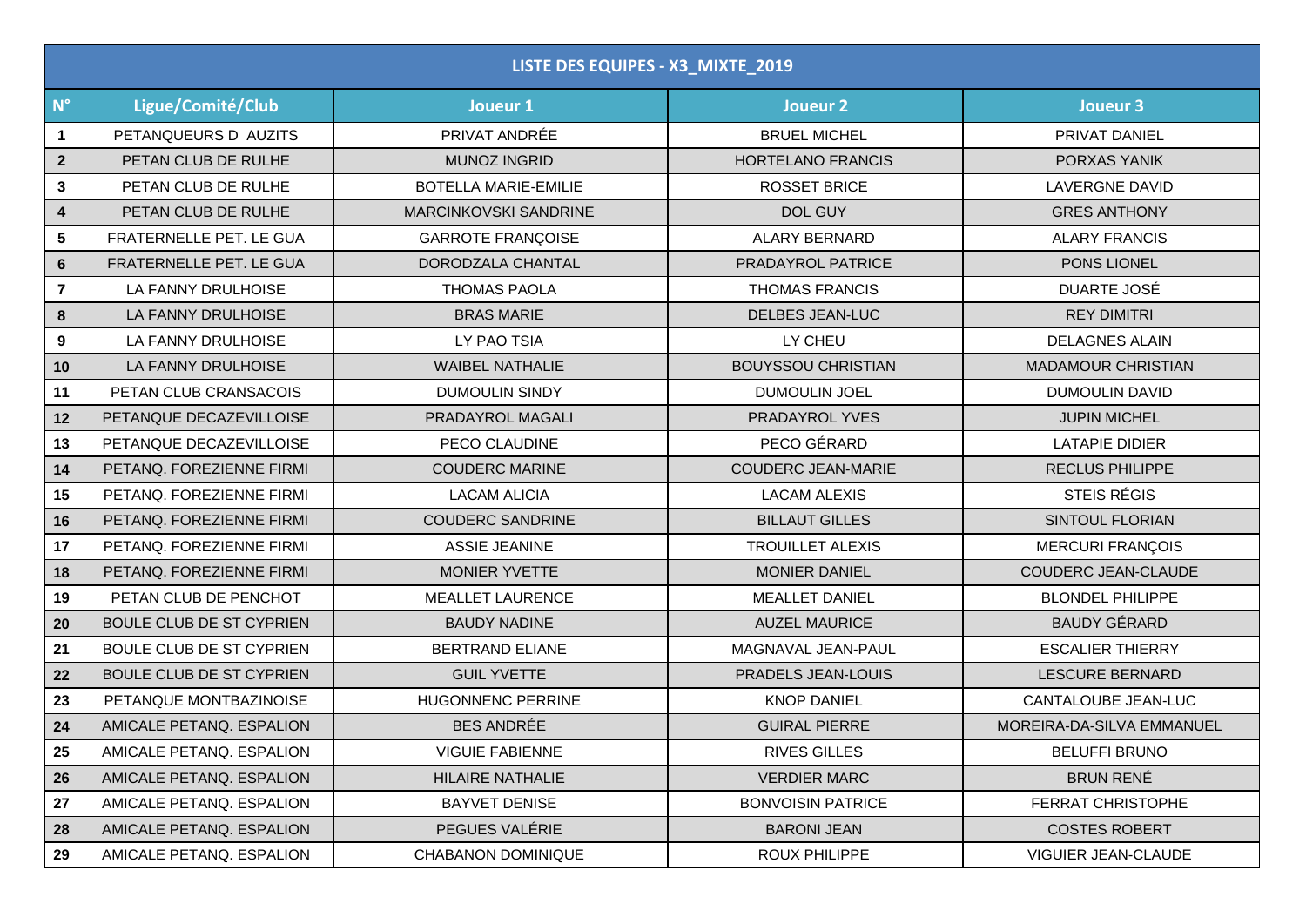| LISTE DES EQUIPES - X3_MIXTE_2019 | | | | |
|---|---|---|---|---|
| **N°** | **Ligue/Comité/Club** | **Joueur 1** | **Joueur 2** | **Joueur 3** |
| 1 | PETANQUEURS D AUZITS | PRIVAT ANDRÉE | BRUEL MICHEL | PRIVAT DANIEL |
| 2 | PETAN CLUB DE RULHE | MUNOZ INGRID | HORTELANO FRANCIS | PORXAS YANIK |
| 3 | PETAN CLUB DE RULHE | BOTELLA MARIE-EMILIE | ROSSET BRICE | LAVERGNE DAVID |
| 4 | PETAN CLUB DE RULHE | MARCINKOVSKI SANDRINE | DOL GUY | GRES ANTHONY |
| 5 | FRATERNELLE PET. LE GUA | GARROTE FRANÇOISE | ALARY BERNARD | ALARY FRANCIS |
| 6 | FRATERNELLE PET. LE GUA | DORODZALA CHANTAL | PRADAYROL PATRICE | PONS LIONEL |
| 7 | LA FANNY DRULHOISE | THOMAS PAOLA | THOMAS FRANCIS | DUARTE JOSÉ |
| 8 | LA FANNY DRULHOISE | BRAS MARIE | DELBES JEAN-LUC | REY DIMITRI |
| 9 | LA FANNY DRULHOISE | LY PAO TSIA | LY CHEU | DELAGNES ALAIN |
| 10 | LA FANNY DRULHOISE | WAIBEL NATHALIE | BOUYSSOU CHRISTIAN | MADAMOUR CHRISTIAN |
| 11 | PETAN CLUB CRANSACOIS | DUMOULIN SINDY | DUMOULIN JOEL | DUMOULIN DAVID |
| 12 | PETANQUE DECAZEVILLOISE | PRADAYROL MAGALI | PRADAYROL YVES | JUPIN MICHEL |
| 13 | PETANQUE DECAZEVILLOISE | PECO CLAUDINE | PECO GÉRARD | LATAPIE DIDIER |
| 14 | PETANQ. FOREZIENNE FIRMI | COUDERC MARINE | COUDERC JEAN-MARIE | RECLUS PHILIPPE |
| 15 | PETANQ. FOREZIENNE FIRMI | LACAM ALICIA | LACAM ALEXIS | STEIS RÉGIS |
| 16 | PETANQ. FOREZIENNE FIRMI | COUDERC SANDRINE | BILLAUT GILLES | SINTOUL FLORIAN |
| 17 | PETANQ. FOREZIENNE FIRMI | ASSIE JEANINE | TROUILLET ALEXIS | MERCURI FRANÇOIS |
| 18 | PETANQ. FOREZIENNE FIRMI | MONIER YVETTE | MONIER DANIEL | COUDERC JEAN-CLAUDE |
| 19 | PETAN CLUB DE PENCHOT | MEALLET LAURENCE | MEALLET DANIEL | BLONDEL PHILIPPE |
| 20 | BOULE CLUB DE ST CYPRIEN | BAUDY NADINE | AUZEL MAURICE | BAUDY GÉRARD |
| 21 | BOULE CLUB DE ST CYPRIEN | BERTRAND ELIANE | MAGNAVAL JEAN-PAUL | ESCALIER THIERRY |
| 22 | BOULE CLUB DE ST CYPRIEN | GUIL YVETTE | PRADELS JEAN-LOUIS | LESCURE BERNARD |
| 23 | PETANQUE MONTBAZINOISE | HUGONNENC PERRINE | KNOP DANIEL | CANTALOUBE JEAN-LUC |
| 24 | AMICALE PETANQ. ESPALION | BES ANDRÉE | GUIRAL PIERRE | MOREIRA-DA-SILVA EMMANUEL |
| 25 | AMICALE PETANQ. ESPALION | VIGUIE FABIENNE | RIVES GILLES | BELUFFI BRUNO |
| 26 | AMICALE PETANQ. ESPALION | HILAIRE NATHALIE | VERDIER MARC | BRUN RENÉ |
| 27 | AMICALE PETANQ. ESPALION | BAYVET DENISE | BONVOISIN PATRICE | FERRAT CHRISTOPHE |
| 28 | AMICALE PETANQ. ESPALION | PEGUES VALÉRIE | BARONI JEAN | COSTES ROBERT |
| 29 | AMICALE PETANQ. ESPALION | CHABANON DOMINIQUE | ROUX PHILIPPE | VIGUIER JEAN-CLAUDE |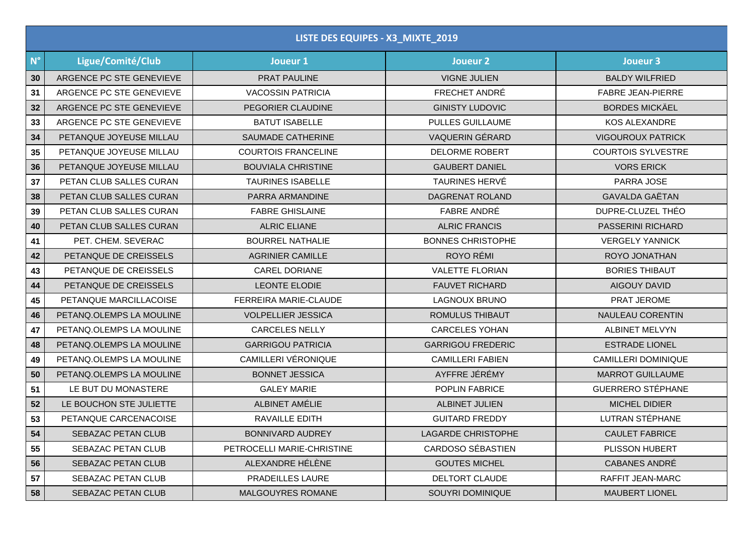| LISTE DES EQUIPES - X3_MIXTE_2019 | | | | |
|---|---|---|---|---|
| N° | Ligue/Comité/Club | Joueur 1 | Joueur 2 | Joueur 3 |
| 30 | ARGENCE PC STE GENEVIEVE | PRAT PAULINE | VIGNE JULIEN | BALDY WILFRIED |
| 31 | ARGENCE PC STE GENEVIEVE | VACOSSIN PATRICIA | FRECHET ANDRÉ | FABRE JEAN-PIERRE |
| 32 | ARGENCE PC STE GENEVIEVE | PEGORIER CLAUDINE | GINISTY LUDOVIC | BORDES MICKÄEL |
| 33 | ARGENCE PC STE GENEVIEVE | BATUT ISABELLE | PULLES GUILLAUME | KOS ALEXANDRE |
| 34 | PETANQUE JOYEUSE MILLAU | SAUMADE CATHERINE | VAQUERIN GÉRARD | VIGOUROUX PATRICK |
| 35 | PETANQUE JOYEUSE MILLAU | COURTOIS FRANCELINE | DELORME ROBERT | COURTOIS SYLVESTRE |
| 36 | PETANQUE JOYEUSE MILLAU | BOUVIALA CHRISTINE | GAUBERT DANIEL | VORS ERICK |
| 37 | PETAN CLUB SALLES CURAN | TAURINES ISABELLE | TAURINES HERVÉ | PARRA JOSE |
| 38 | PETAN CLUB SALLES CURAN | PARRA ARMANDINE | DAGRENAT ROLAND | GAVALDA GAËTAN |
| 39 | PETAN CLUB SALLES CURAN | FABRE GHISLAINE | FABRE ANDRÉ | DUPRE-CLUZEL THÉO |
| 40 | PETAN CLUB SALLES CURAN | ALRIC ELIANE | ALRIC FRANCIS | PASSERINI RICHARD |
| 41 | PET. CHEM. SEVERAC | BOURREL NATHALIE | BONNES CHRISTOPHE | VERGELY YANNICK |
| 42 | PETANQUE DE CREISSELS | AGRINIER CAMILLE | ROYO RÉMI | ROYO JONATHAN |
| 43 | PETANQUE DE CREISSELS | CAREL DORIANE | VALETTE FLORIAN | BORIES THIBAUT |
| 44 | PETANQUE DE CREISSELS | LEONTE ELODIE | FAUVET RICHARD | AIGOUY DAVID |
| 45 | PETANQUE MARCILLACOISE | FERREIRA MARIE-CLAUDE | LAGNOUX BRUNO | PRAT JEROME |
| 46 | PETANQ.OLEMPS LA MOULINE | VOLPELLIER JESSICA | ROMULUS THIBAUT | NAULEAU CORENTIN |
| 47 | PETANQ.OLEMPS LA MOULINE | CARCELES NELLY | CARCELES YOHAN | ALBINET MELVYN |
| 48 | PETANQ.OLEMPS LA MOULINE | GARRIGOU PATRICIA | GARRIGOU FREDERIC | ESTRADE LIONEL |
| 49 | PETANQ.OLEMPS LA MOULINE | CAMILLERI VÉRONIQUE | CAMILLERI FABIEN | CAMILLERI DOMINIQUE |
| 50 | PETANQ.OLEMPS LA MOULINE | BONNET JESSICA | AYFFRE JÉRÉMY | MARROT GUILLAUME |
| 51 | LE BUT DU MONASTERE | GALEY MARIE | POPLIN FABRICE | GUERRERO STÉPHANE |
| 52 | LE BOUCHON STE JULIETTE | ALBINET AMÉLIE | ALBINET JULIEN | MICHEL DIDIER |
| 53 | PETANQUE CARCENACOISE | RAVAILLE EDITH | GUITARD FREDDY | LUTRAN STÉPHANE |
| 54 | SEBAZAC PETAN CLUB | BONNIVARD AUDREY | LAGARDE CHRISTOPHE | CAULET FABRICE |
| 55 | SEBAZAC PETAN CLUB | PETROCELLI MARIE-CHRISTINE | CARDOSO SÉBASTIEN | PLISSON HUBERT |
| 56 | SEBAZAC PETAN CLUB | ALEXANDRE HÉLÈNE | GOUTES MICHEL | CABANES ANDRÉ |
| 57 | SEBAZAC PETAN CLUB | PRADEILLES LAURE | DELTORT CLAUDE | RAFFIT JEAN-MARC |
| 58 | SEBAZAC PETAN CLUB | MALGOUYRES ROMANE | SOUYRI DOMINIQUE | MAUBERT LIONEL |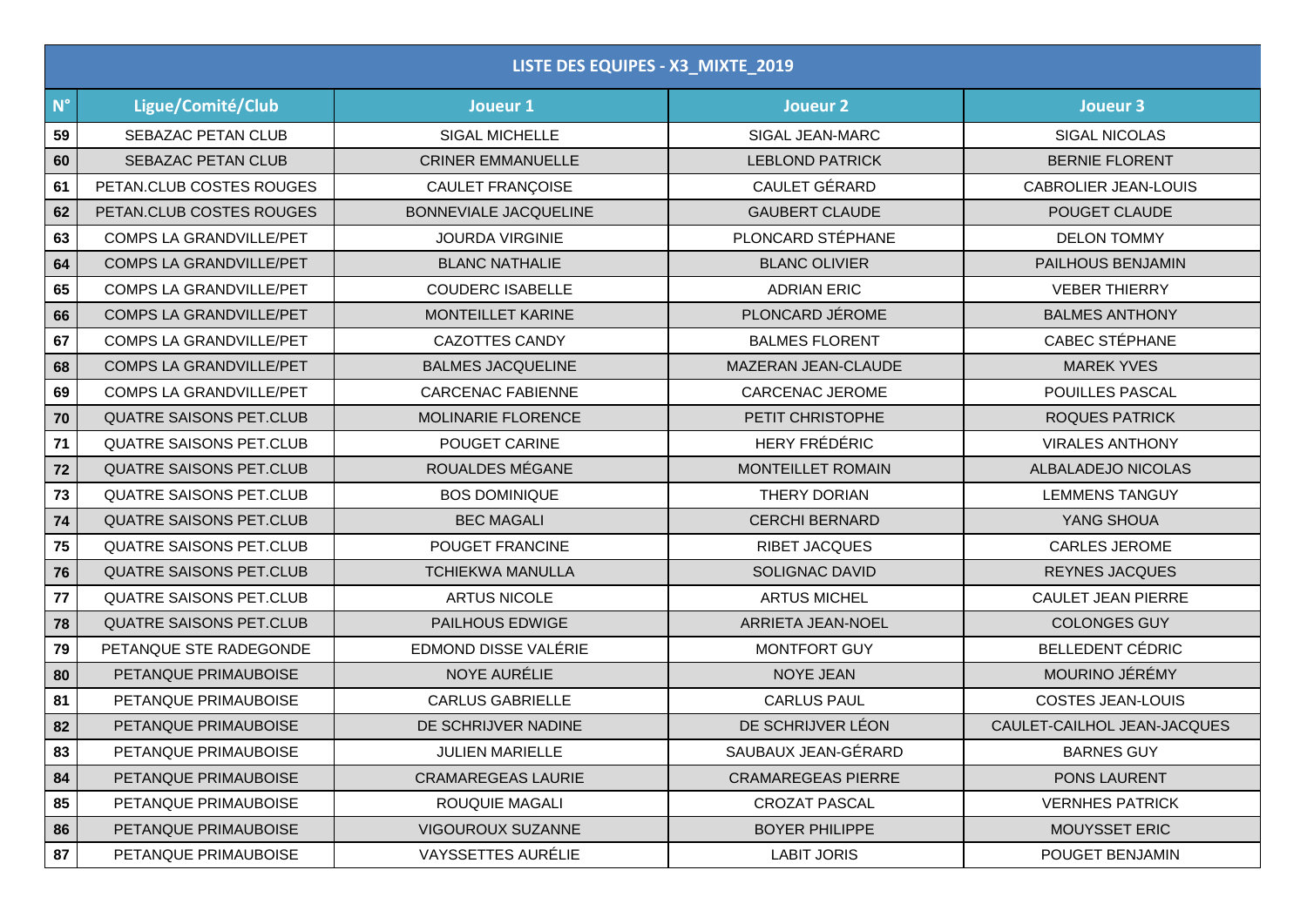| LISTE DES EQUIPES - X3_MIXTE_2019 | | | | |
|---|---|---|---|---|
| N° | Ligue/Comité/Club | Joueur 1 | Joueur 2 | Joueur 3 |
| 59 | SEBAZAC PETAN CLUB | SIGAL MICHELLE | SIGAL JEAN-MARC | SIGAL NICOLAS |
| 60 | SEBAZAC PETAN CLUB | CRINER EMMANUELLE | LEBLOND PATRICK | BERNIE FLORENT |
| 61 | PETAN.CLUB COSTES ROUGES | CAULET FRANÇOISE | CAULET GÉRARD | CABROLIER JEAN-LOUIS |
| 62 | PETAN.CLUB COSTES ROUGES | BONNEVIALE JACQUELINE | GAUBERT CLAUDE | POUGET CLAUDE |
| 63 | COMPS LA GRANDVILLE/PET | JOURDA VIRGINIE | PLONCARD STÉPHANE | DELON TOMMY |
| 64 | COMPS LA GRANDVILLE/PET | BLANC NATHALIE | BLANC OLIVIER | PAILHOUS BENJAMIN |
| 65 | COMPS LA GRANDVILLE/PET | COUDERC ISABELLE | ADRIAN ERIC | VEBER THIERRY |
| 66 | COMPS LA GRANDVILLE/PET | MONTEILLET KARINE | PLONCARD JÉROME | BALMES ANTHONY |
| 67 | COMPS LA GRANDVILLE/PET | CAZOTTES CANDY | BALMES FLORENT | CABEC STÉPHANE |
| 68 | COMPS LA GRANDVILLE/PET | BALMES JACQUELINE | MAZERAN JEAN-CLAUDE | MAREK YVES |
| 69 | COMPS LA GRANDVILLE/PET | CARCENAC FABIENNE | CARCENAC JEROME | POUILLES PASCAL |
| 70 | QUATRE SAISONS PET.CLUB | MOLINARIE FLORENCE | PETIT CHRISTOPHE | ROQUES PATRICK |
| 71 | QUATRE SAISONS PET.CLUB | POUGET CARINE | HERY FRÉDÉRIC | VIRALES ANTHONY |
| 72 | QUATRE SAISONS PET.CLUB | ROUALDES MÉGANE | MONTEILLET ROMAIN | ALBALADEJO NICOLAS |
| 73 | QUATRE SAISONS PET.CLUB | BOS DOMINIQUE | THERY DORIAN | LEMMENS TANGUY |
| 74 | QUATRE SAISONS PET.CLUB | BEC MAGALI | CERCHI BERNARD | YANG SHOUA |
| 75 | QUATRE SAISONS PET.CLUB | POUGET FRANCINE | RIBET JACQUES | CARLES JEROME |
| 76 | QUATRE SAISONS PET.CLUB | TCHIEKWA MANULLA | SOLIGNAC DAVID | REYNES JACQUES |
| 77 | QUATRE SAISONS PET.CLUB | ARTUS NICOLE | ARTUS MICHEL | CAULET JEAN PIERRE |
| 78 | QUATRE SAISONS PET.CLUB | PAILHOUS EDWIGE | ARRIETA JEAN-NOEL | COLONGES GUY |
| 79 | PETANQUE STE RADEGONDE | EDMOND DISSE VALÉRIE | MONTFORT GUY | BELLEDENT CÉDRIC |
| 80 | PETANQUE PRIMAUBOISE | NOYE AURÉLIE | NOYE JEAN | MOURINO JÉRÉMY |
| 81 | PETANQUE PRIMAUBOISE | CARLUS GABRIELLE | CARLUS PAUL | COSTES JEAN-LOUIS |
| 82 | PETANQUE PRIMAUBOISE | DE SCHRIJVER NADINE | DE SCHRIJVER LÉON | CAULET-CAILHOL JEAN-JACQUES |
| 83 | PETANQUE PRIMAUBOISE | JULIEN MARIELLE | SAUBAUX JEAN-GÉRARD | BARNES GUY |
| 84 | PETANQUE PRIMAUBOISE | CRAMAREGEAS LAURIE | CRAMAREGEAS PIERRE | PONS LAURENT |
| 85 | PETANQUE PRIMAUBOISE | ROUQUIE MAGALI | CROZAT PASCAL | VERNHES PATRICK |
| 86 | PETANQUE PRIMAUBOISE | VIGOUROUX SUZANNE | BOYER PHILIPPE | MOUYSSET ERIC |
| 87 | PETANQUE PRIMAUBOISE | VAYSSETTES AURÉLIE | LABIT JORIS | POUGET BENJAMIN |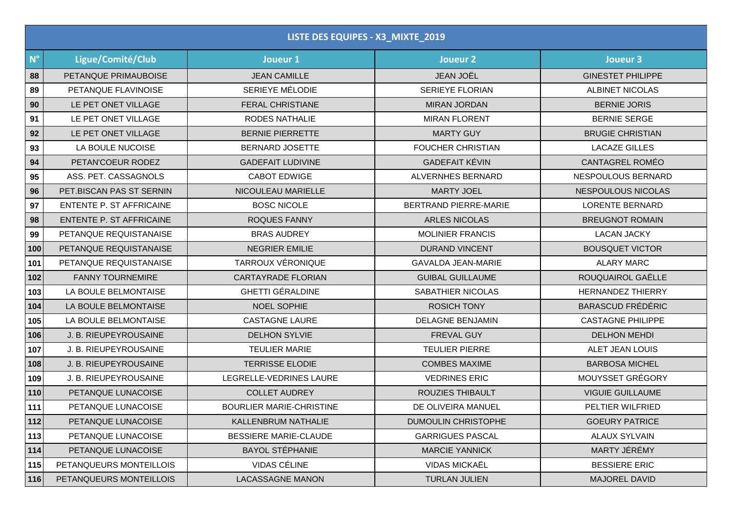| LISTE DES EQUIPES - X3_MIXTE_2019 | | | | |
|---|---|---|---|---|
| N° | Ligue/Comité/Club | Joueur 1 | Joueur 2 | Joueur 3 |
| 88 | PETANQUE PRIMAUBOISE | JEAN CAMILLE | JEAN JOËL | GINESTET PHILIPPE |
| 89 | PETANQUE FLAVINOISE | SERIEYE MÉLODIE | SERIEYE FLORIAN | ALBINET NICOLAS |
| 90 | LE PET ONET VILLAGE | FERAL CHRISTIANE | MIRAN JORDAN | BERNIE JORIS |
| 91 | LE PET ONET VILLAGE | RODES NATHALIE | MIRAN FLORENT | BERNIE SERGE |
| 92 | LE PET ONET VILLAGE | BERNIE PIERRETTE | MARTY GUY | BRUGIE CHRISTIAN |
| 93 | LA BOULE NUCOISE | BERNARD JOSETTE | FOUCHER CHRISTIAN | LACAZE GILLES |
| 94 | PETAN'COEUR RODEZ | GADEFAIT LUDIVINE | GADEFAIT KÉVIN | CANTAGREL ROMÉO |
| 95 | ASS. PET. CASSAGNOLS | CABOT EDWIGE | ALVERNHES BERNARD | NESPOULOUS BERNARD |
| 96 | PET.BISCAN PAS ST SERNIN | NICOULEAU MARIELLE | MARTY JOEL | NESPOULOUS NICOLAS |
| 97 | ENTENTE P. ST AFFRICAINE | BOSC NICOLE | BERTRAND PIERRE-MARIE | LORENTE BERNARD |
| 98 | ENTENTE P. ST AFFRICAINE | ROQUES FANNY | ARLES NICOLAS | BREUGNOT ROMAIN |
| 99 | PETANQUE REQUISTANAISE | BRAS AUDREY | MOLINIER FRANCIS | LACAN JACKY |
| 100 | PETANQUE REQUISTANAISE | NEGRIER EMILIE | DURAND VINCENT | BOUSQUET VICTOR |
| 101 | PETANQUE REQUISTANAISE | TARROUX VÉRONIQUE | GAVALDA JEAN-MARIE | ALARY MARC |
| 102 | FANNY TOURNEMIRE | CARTAYRADE FLORIAN | GUIBAL GUILLAUME | ROUQUAIROL GAËLLE |
| 103 | LA BOULE BELMONTAISE | GHETTI GÉRALDINE | SABATHIER NICOLAS | HERNANDEZ THIERRY |
| 104 | LA BOULE BELMONTAISE | NOEL SOPHIE | ROSICH TONY | BARASCUD FRÉDÉRIC |
| 105 | LA BOULE BELMONTAISE | CASTAGNE LAURE | DELAGNE BENJAMIN | CASTAGNE PHILIPPE |
| 106 | J. B. RIEUPEYROUSAINE | DELHON SYLVIE | FREVAL GUY | DELHON MEHDI |
| 107 | J. B. RIEUPEYROUSAINE | TEULIER MARIE | TEULIER PIERRE | ALET JEAN LOUIS |
| 108 | J. B. RIEUPEYROUSAINE | TERRISSE ELODIE | COMBES MAXIME | BARBOSA MICHEL |
| 109 | J. B. RIEUPEYROUSAINE | LEGRELLE-VEDRINES LAURE | VEDRINES ERIC | MOUYSSET GRÉGORY |
| 110 | PETANQUE LUNACOISE | COLLET AUDREY | ROUZIES THIBAULT | VIGUIE GUILLAUME |
| 111 | PETANQUE LUNACOISE | BOURLIER MARIE-CHRISTINE | DE OLIVEIRA MANUEL | PELTIER WILFRIED |
| 112 | PETANQUE LUNACOISE | KALLENBRUM NATHALIE | DUMOULIN CHRISTOPHE | GOEURY PATRICE |
| 113 | PETANQUE LUNACOISE | BESSIERE MARIE-CLAUDE | GARRIGUES PASCAL | ALAUX SYLVAIN |
| 114 | PETANQUE LUNACOISE | BAYOL STÉPHANIE | MARCIE YANNICK | MARTY JÉRÉMY |
| 115 | PETANQUEURS MONTEILLOIS | VIDAS CÉLINE | VIDAS MICKAËL | BESSIERE ERIC |
| 116 | PETANQUEURS MONTEILLOIS | LACASSAGNE MANON | TURLAN JULIEN | MAJOREL DAVID |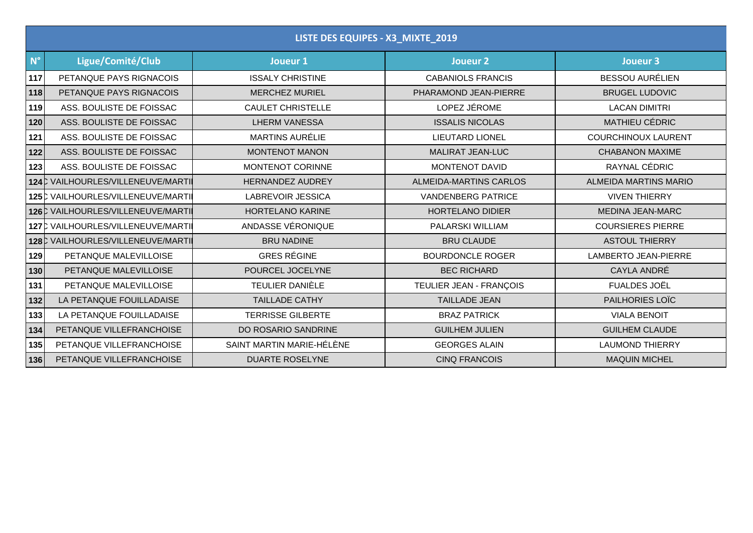| LISTE DES EQUIPES - X3_MIXTE_2019 | | | | |
|---|---|---|---|---|
| N° | Ligue/Comité/Club | Joueur 1 | Joueur 2 | Joueur 3 |
| 117 | PETANQUE PAYS RIGNACOIS | ISSALY CHRISTINE | CABANIOLS FRANCIS | BESSOU AURÉLIEN |
| 118 | PETANQUE PAYS RIGNACOIS | MERCHEZ MURIEL | PHARAMOND JEAN-PIERRE | BRUGEL LUDOVIC |
| 119 | ASS. BOULISTE DE FOISSAC | CAULET CHRISTELLE | LOPEZ JÉROME | LACAN DIMITRI |
| 120 | ASS. BOULISTE DE FOISSAC | LHERM VANESSA | ISSALIS NICOLAS | MATHIEU CÉDRIC |
| 121 | ASS. BOULISTE DE FOISSAC | MARTINS AURÉLIE | LIEUTARD LIONEL | COURCHINOUX LAURENT |
| 122 | ASS. BOULISTE DE FOISSAC | MONTENOT MANON | MALIRAT JEAN-LUC | CHABANON MAXIME |
| 123 | ASS. BOULISTE DE FOISSAC | MONTENOT CORINNE | MONTENOT DAVID | RAYNAL CÉDRIC |
| 124 | VAILHOURLES/VILLENEUVE/MARTI | HERNANDEZ AUDREY | ALMEIDA-MARTINS CARLOS | ALMEIDA MARTINS MARIO |
| 125 | VAILHOURLES/VILLENEUVE/MARTI | LABREVOIR JESSICA | VANDENBERG PATRICE | VIVEN THIERRY |
| 126 | VAILHOURLES/VILLENEUVE/MARTI | HORTELANO KARINE | HORTELANO DIDIER | MEDINA JEAN-MARC |
| 127 | VAILHOURLES/VILLENEUVE/MARTI | ANDASSE VÉRONIQUE | PALARSKI WILLIAM | COURSIERES PIERRE |
| 128 | VAILHOURLES/VILLENEUVE/MARTI | BRU NADINE | BRU CLAUDE | ASTOUL THIERRY |
| 129 | PETANQUE MALEVILLOISE | GRES RÉGINE | BOURDONCLE ROGER | LAMBERTO JEAN-PIERRE |
| 130 | PETANQUE MALEVILLOISE | POURCEL JOCELYNE | BEC RICHARD | CAYLA ANDRÉ |
| 131 | PETANQUE MALEVILLOISE | TEULIER DANIÈLE | TEULIER JEAN - FRANÇOIS | FUALDES JOËL |
| 132 | LA PETANQUE FOUILLADAISE | TAILLADE CATHY | TAILLADE JEAN | PAILHORIES LOÏC |
| 133 | LA PETANQUE FOUILLADAISE | TERRISSE GILBERTE | BRAZ PATRICK | VIALA BENOIT |
| 134 | PETANQUE VILLEFRANCHOISE | DO ROSARIO SANDRINE | GUILHEM JULIEN | GUILHEM CLAUDE |
| 135 | PETANQUE VILLEFRANCHOISE | SAINT MARTIN MARIE-HÉLÈNE | GEORGES ALAIN | LAUMOND THIERRY |
| 136 | PETANQUE VILLEFRANCHOISE | DUARTE ROSELYNE | CINQ FRANCOIS | MAQUIN MICHEL |